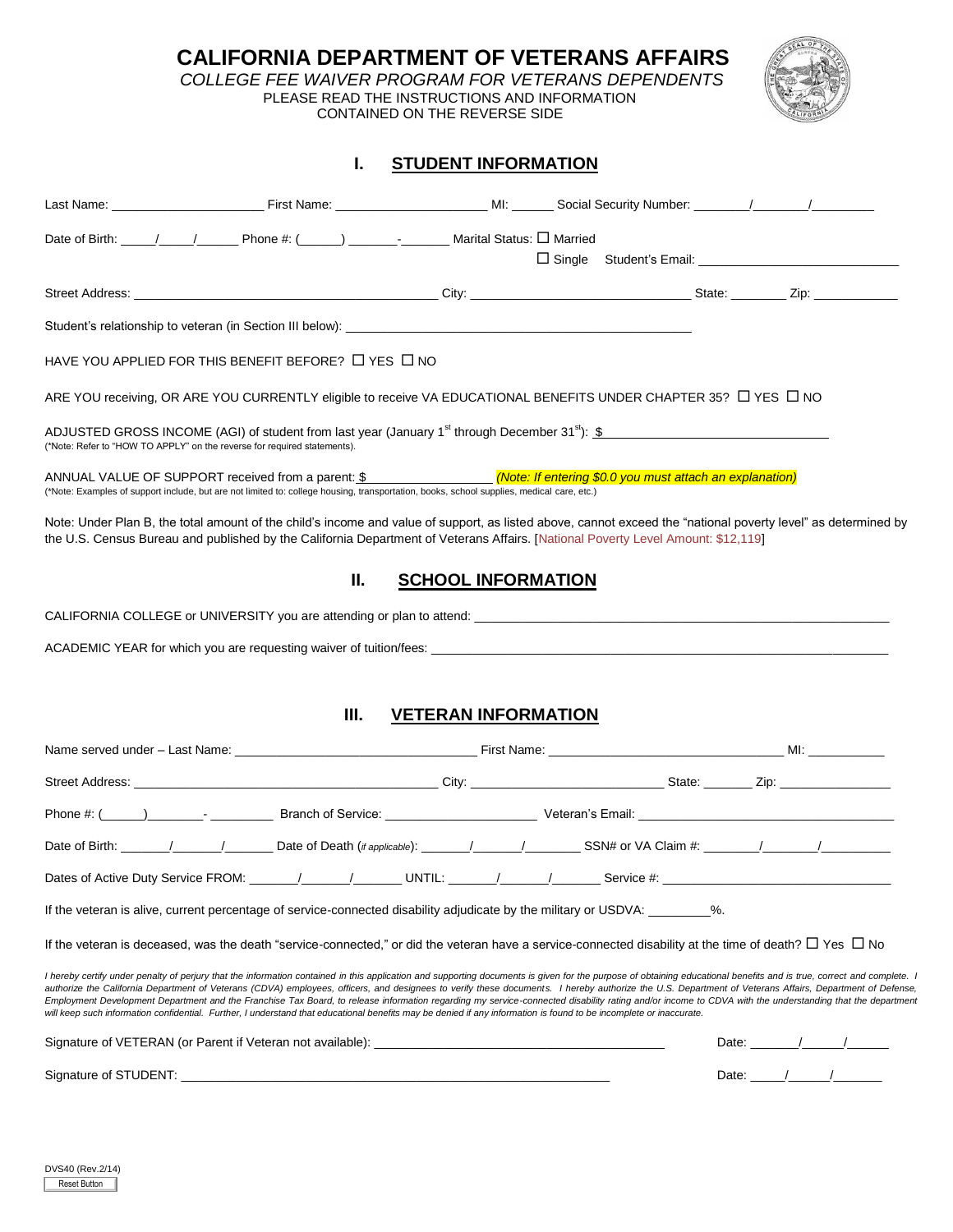# CALIFORNIA DEPARTMENT OF VETERANS AFFAIRS

*COLLEGE FEE WAIVER PROGRAM FOR VETERANS DEPENDENTS*

PLEASE READ THE INSTRUCTIONS AND INFORMATION CONTAINED ON THE REVERSE SIDE

## I. STUDENT INFORMATION

Last Name: ____________________ First Name: ____________________ MI: ______ Social Security Number: _______/_______/________

Date of Birth: _____/_____/______ Phone #: (_____) _______-_______ Marital Status: ☐ Married ☐ Single Student's Email: ____________________________

Street Address: ________________________________________ City: ______________________________ State: ________ Zip: ____________

Student's relationship to veteran (in Section III below): ______________________________________________

HAVE YOU APPLIED FOR THIS BENEFIT BEFORE? ☐ YES ☐ NO

ARE YOU receiving, OR ARE YOU CURRENTLY eligible to receive VA EDUCATIONAL BENEFITS UNDER CHAPTER 35? ☐ YES ☐ NO

ADJUSTED GROSS INCOME (AGI) of student from last year (January 1st through December 31st): $ ______________________________

(*Note: Refer to "HOW TO APPLY" on the reverse for required statements).

ANNUAL VALUE OF SUPPORT received from a parent: $________________ *(Note: If entering $0.0 you must attach an explanation)*

(*Note: Examples of support include, but are not limited to: college housing, transportation, books, school supplies, medical care, etc.)

Note: Under Plan B, the total amount of the child's income and value of support, as listed above, cannot exceed the "national poverty level" as determined by the U.S. Census Bureau and published by the California Department of Veterans Affairs. [National Poverty Level Amount: $12,119]

## II. SCHOOL INFORMATION

CALIFORNIA COLLEGE or UNIVERSITY you are attending or plan to attend: ____________________________________________________________

ACADEMIC YEAR for which you are requesting waiver of tuition/fees: ____________________________________________________________

## III. VETERAN INFORMATION

Name served under – Last Name: ________________________________ First Name: ________________________________ MI: ___________

Street Address: ________________________________________ City: __________________________ State: _______ Zip: _______________

Phone #: (______)________- _________ Branch of Service: _____________________ Veteran's Email: ___________________________________

Date of Birth: _______/_______/_______ Date of Death (*if applicable*): _______/_______/________ SSN# or VA Claim #: ________/________/__________

Dates of Active Duty Service FROM: _______/_______/_______ UNTIL: _______/_______/_______ Service #: _______________________________

If the veteran is alive, current percentage of service-connected disability adjudicate by the military or USDVA: ________%.

If the veteran is deceased, was the death "service-connected," or did the veteran have a service-connected disability at the time of death? ☐ Yes ☐ No

*I hereby certify under penalty of perjury that the information contained in this application and supporting documents is given for the purpose of obtaining educational benefits and is true, correct and complete. I authorize the California Department of Veterans (CDVA) employees, officers, and designees to verify these documents. I hereby authorize the U.S. Department of Veterans Affairs, Department of Defense, Employment Development Department and the Franchise Tax Board, to release information regarding my service-connected disability rating and/or income to CDVA with the understanding that the department will keep such information confidential. Further, I understand that educational benefits may be denied if any information is found to be incomplete or inaccurate.*

Signature of VETERAN (or Parent if Veteran not available): ________________________________________ Date: _______/______/______

Signature of STUDENT: ____________________________________________________________ Date: _____/______/_______

DVS40 (Rev.2/14)

Reset Button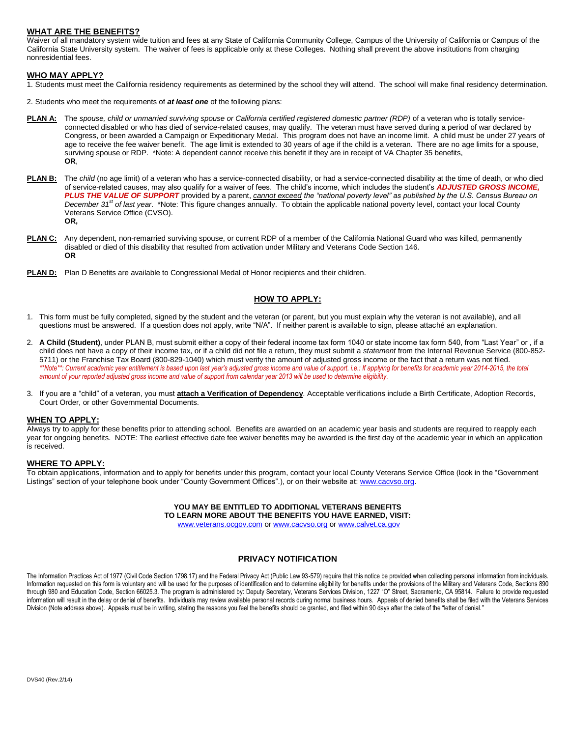## WHAT ARE THE BENEFITS?

Waiver of all mandatory system wide tuition and fees at any State of California Community College, Campus of the University of California or Campus of the California State University system. The waiver of fees is applicable only at these Colleges. Nothing shall prevent the above institutions from charging nonresidential fees.

## WHO MAY APPLY?

1. Students must meet the California residency requirements as determined by the school they will attend. The school will make final residency determination.

2. Students who meet the requirements of ***at least one*** of the following plans:

**PLAN A:** The *spouse, child or unmarried surviving spouse or California certified registered domestic partner (RDP)* of a veteran who is totally service-connected disabled or who has died of service-related causes, may qualify. The veteran must have served during a period of war declared by Congress, or been awarded a Campaign or Expeditionary Medal. This program does not have an income limit. A child must be under 27 years of age to receive the fee waiver benefit. The age limit is extended to 30 years of age if the child is a veteran. There are no age limits for a spouse, surviving spouse or RDP. *Note: A dependent cannot receive this benefit if they are in receipt of VA Chapter 35 benefits,
**OR**,

**PLAN B:** The *child* (no age limit) of a veteran who has a service-connected disability, or had a service-connected disability at the time of death, or who died of service-related causes, may also qualify for a waiver of fees. The child's income, which includes the student's ***ADJUSTED GROSS INCOME, PLUS THE VALUE OF SUPPORT*** provided by a parent, *cannot exceed the "national poverty level" as published by the U.S. Census Bureau on December 31st of last year*. *Note: This figure changes annually. To obtain the applicable national poverty level, contact your local County Veterans Service Office (CVSO).
**OR,**

**PLAN C:** Any dependent, non-remarried surviving spouse, or current RDP of a member of the California National Guard who was killed, permanently disabled or died of this disability that resulted from activation under Military and Veterans Code Section 146.
**OR**

**PLAN D:** Plan D Benefits are available to Congressional Medal of Honor recipients and their children.

## HOW TO APPLY:

1. This form must be fully completed, signed by the student and the veteran (or parent, but you must explain why the veteran is not available), and all questions must be answered. If a question does not apply, write "N/A". If neither parent is available to sign, please attaché an explanation.

2. **A Child (Student)**, under PLAN B, must submit either a copy of their federal income tax form 1040 or state income tax form 540, from "Last Year" or , if a child does not have a copy of their income tax, or if a child did not file a return, they must submit a *statement* from the Internal Revenue Service (800-852-5711) or the Franchise Tax Board (800-829-1040) which must verify the amount of adjusted gross income or the fact that a return was not filed.
*\*\*Note\*\*: Current academic year entitlement is based upon last year's adjusted gross income and value of support. i.e.: If applying for benefits for academic year 2014-2015, the total amount of your reported adjusted gross income and value of support from calendar year 2013 will be used to determine eligibility.*

3. If you are a "child" of a veteran, you must **attach a Verification of Dependency**. Acceptable verifications include a Birth Certificate, Adoption Records, Court Order, or other Governmental Documents.

## WHEN TO APPLY:

Always try to apply for these benefits prior to attending school. Benefits are awarded on an academic year basis and students are required to reapply each year for ongoing benefits. NOTE: The earliest effective date fee waiver benefits may be awarded is the first day of the academic year in which an application is received.

## WHERE TO APPLY:

To obtain applications, information and to apply for benefits under this program, contact your local County Veterans Service Office (look in the "Government Listings" section of your telephone book under "County Government Offices".), or on their website at: www.cacvso.org.

**YOU MAY BE ENTITLED TO ADDITIONAL VETERANS BENEFITS**
**TO LEARN MORE ABOUT THE BENEFITS YOU HAVE EARNED, VISIT:**
www.veterans.ocgov.com or www.cacvso.org or www.calvet.ca.gov

## PRIVACY NOTIFICATION

The Information Practices Act of 1977 (Civil Code Section 1798.17) and the Federal Privacy Act (Public Law 93-579) require that this notice be provided when collecting personal information from individuals. Information requested on this form is voluntary and will be used for the purposes of identification and to determine eligibility for benefits under the provisions of the Military and Veterans Code, Sections 890 through 980 and Education Code, Section 66025.3. The program is administered by: Deputy Secretary, Veterans Services Division, 1227 "O" Street, Sacramento, CA 95814. Failure to provide requested information will result in the delay or denial of benefits. Individuals may review available personal records during normal business hours. Appeals of denied benefits shall be filed with the Veterans Services Division (Note address above). Appeals must be in writing, stating the reasons you feel the benefits should be granted, and filed within 90 days after the date of the "letter of denial."

DVS40 (Rev.2/14)